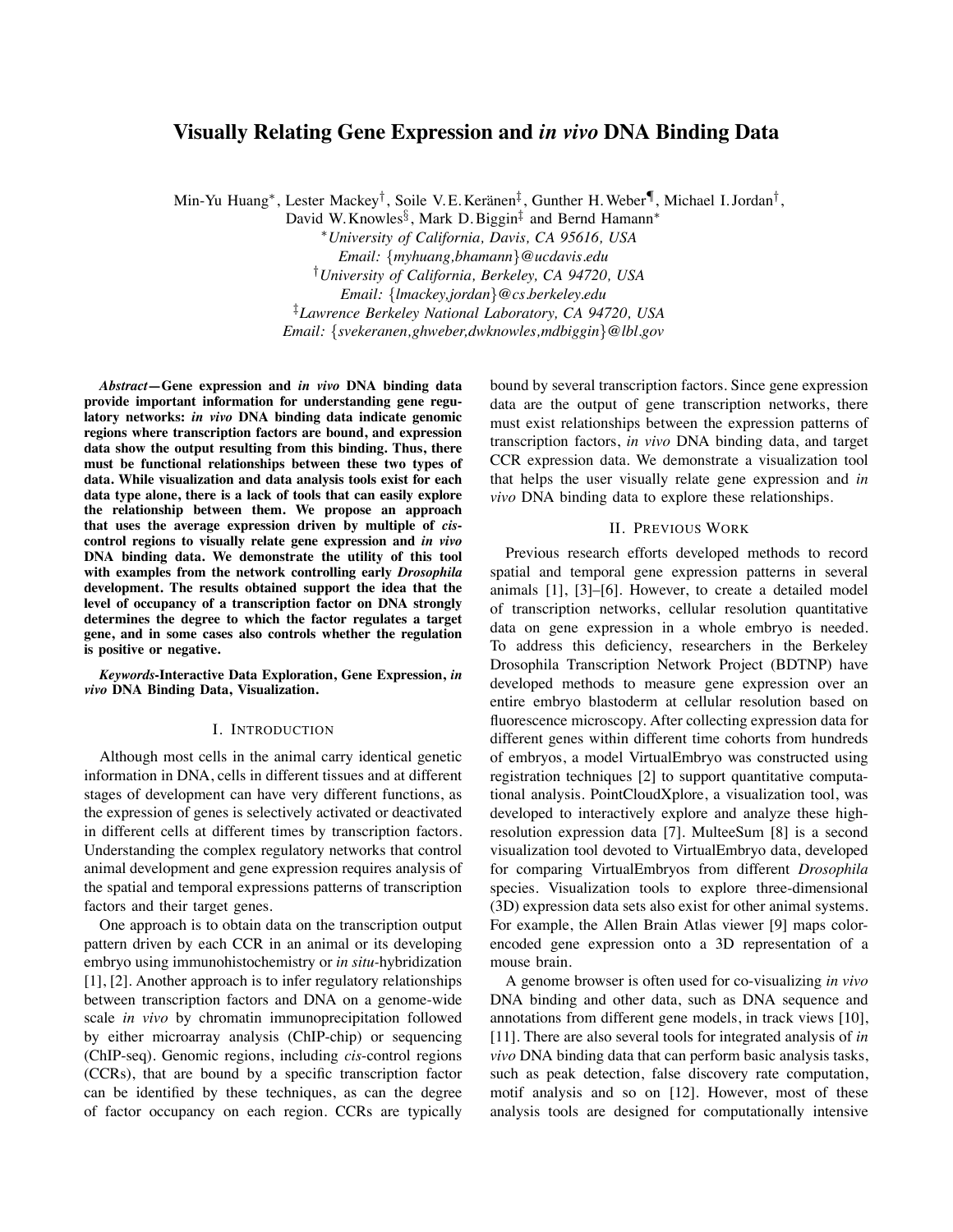# Visually Relating Gene Expression and *in vivo* DNA Binding Data

Min-Yu Huang[*], Lester Mackey[†], Soile V.E. Keränen[‡], Gunther H. Weber[¶], Michael I. Jordan[†], David W. Knowles[§], Mark D. Biggin[‡] and Bernd Hamann[*]

[*]*University of California, Davis, CA 95616, USA*
*Email: {myhuang,bhamann}@ucdavis.edu*
[†]*University of California, Berkeley, CA 94720, USA*
*Email: {lmackey,jordan}@cs.berkeley.edu*
[‡]*Lawrence Berkeley National Laboratory, CA 94720, USA*
*Email: {svekeranen,ghweber,dwknowles,mdbiggin}@lbl.gov*

***Abstract*—Gene expression and *in vivo* DNA binding data provide important information for understanding gene regulatory networks: *in vivo* DNA binding data indicate genomic regions where transcription factors are bound, and expression data show the output resulting from this binding. Thus, there must be functional relationships between these two types of data. While visualization and data analysis tools exist for each data type alone, there is a lack of tools that can easily explore the relationship between them. We propose an approach that uses the average expression driven by multiple of *cis*-control regions to visually relate gene expression and *in vivo* DNA binding data. We demonstrate the utility of this tool with examples from the network controlling early *Drosophila* development. The results obtained support the idea that the level of occupancy of a transcription factor on DNA strongly determines the degree to which the factor regulates a target gene, and in some cases also controls whether the regulation is positive or negative.**

***Keywords*-Interactive Data Exploration, Gene Expression, *in vivo* DNA Binding Data, Visualization.**

## I. Introduction

Although most cells in the animal carry identical genetic information in DNA, cells in different tissues and at different stages of development can have very different functions, as the expression of genes is selectively activated or deactivated in different cells at different times by transcription factors. Understanding the complex regulatory networks that control animal development and gene expression requires analysis of the spatial and temporal expressions patterns of transcription factors and their target genes.

One approach is to obtain data on the transcription output pattern driven by each CCR in an animal or its developing embryo using immunohistochemistry or *in situ*-hybridization [1], [2]. Another approach is to infer regulatory relationships between transcription factors and DNA on a genome-wide scale *in vivo* by chromatin immunoprecipitation followed by either microarray analysis (ChIP-chip) or sequencing (ChIP-seq). Genomic regions, including *cis*-control regions (CCRs), that are bound by a specific transcription factor can be identified by these techniques, as can the degree of factor occupancy on each region. CCRs are typically bound by several transcription factors. Since gene expression data are the output of gene transcription networks, there must exist relationships between the expression patterns of transcription factors, *in vivo* DNA binding data, and target CCR expression data. We demonstrate a visualization tool that helps the user visually relate gene expression and *in vivo* DNA binding data to explore these relationships.

## II. Previous Work

Previous research efforts developed methods to record spatial and temporal gene expression patterns in several animals [1], [3]–[6]. However, to create a detailed model of transcription networks, cellular resolution quantitative data on gene expression in a whole embryo is needed. To address this deficiency, researchers in the Berkeley Drosophila Transcription Network Project (BDTNP) have developed methods to measure gene expression over an entire embryo blastoderm at cellular resolution based on fluorescence microscopy. After collecting expression data for different genes within different time cohorts from hundreds of embryos, a model VirtualEmbryo was constructed using registration techniques [2] to support quantitative computational analysis. PointCloudXplore, a visualization tool, was developed to interactively explore and analyze these high-resolution expression data [7]. MulteeSum [8] is a second visualization tool devoted to VirtualEmbryo data, developed for comparing VirtualEmbryos from different *Drosophila* species. Visualization tools to explore three-dimensional (3D) expression data sets also exist for other animal systems. For example, the Allen Brain Atlas viewer [9] maps color-encoded gene expression onto a 3D representation of a mouse brain.

A genome browser is often used for co-visualizing *in vivo* DNA binding and other data, such as DNA sequence and annotations from different gene models, in track views [10], [11]. There are also several tools for integrated analysis of *in vivo* DNA binding data that can perform basic analysis tasks, such as peak detection, false discovery rate computation, motif analysis and so on [12]. However, most of these analysis tools are designed for computationally intensive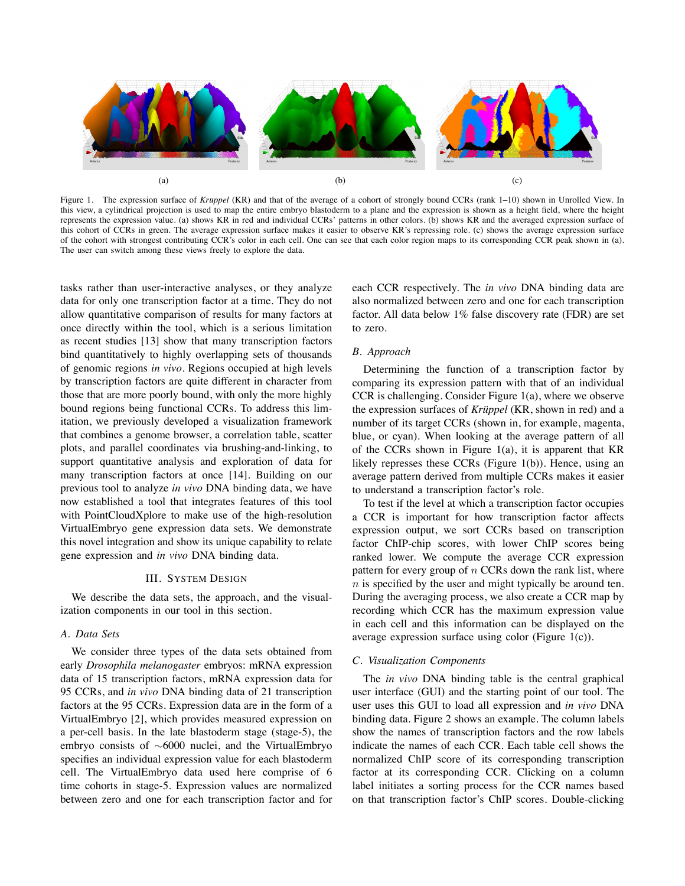(a) (b) (c)

Figure 1. The expression surface of *Krüppel* (KR) and that of the average of a cohort of strongly bound CCRs (rank 1–10) shown in Unrolled View. In this view, a cylindrical projection is used to map the entire embryo blastoderm to a plane and the expression is shown as a height field, where the height represents the expression value. (a) shows KR in red and individual CCRs' patterns in other colors. (b) shows KR and the averaged expression surface of this cohort of CCRs in green. The average expression surface makes it easier to observe KR's repressing role. (c) shows the average expression surface of the cohort with strongest contributing CCR's color in each cell. One can see that each color region maps to its corresponding CCR peak shown in (a). The user can switch among these views freely to explore the data.

tasks rather than user-interactive analyses, or they analyze data for only one transcription factor at a time. They do not allow quantitative comparison of results for many factors at once directly within the tool, which is a serious limitation as recent studies [13] show that many transcription factors bind quantitatively to highly overlapping sets of thousands of genomic regions *in vivo*. Regions occupied at high levels by transcription factors are quite different in character from those that are more poorly bound, with only the more highly bound regions being functional CCRs. To address this limitation, we previously developed a visualization framework that combines a genome browser, a correlation table, scatter plots, and parallel coordinates via brushing-and-linking, to support quantitative analysis and exploration of data for many transcription factors at once [14]. Building on our previous tool to analyze *in vivo* DNA binding data, we have now established a tool that integrates features of this tool with PointCloudXplore to make use of the high-resolution VirtualEmbryo gene expression data sets. We demonstrate this novel integration and show its unique capability to relate gene expression and *in vivo* DNA binding data.

## III. System Design

We describe the data sets, the approach, and the visualization components in our tool in this section.

### A. Data Sets

We consider three types of the data sets obtained from early *Drosophila melanogaster* embryos: mRNA expression data of 15 transcription factors, mRNA expression data for 95 CCRs, and *in vivo* DNA binding data of 21 transcription factors at the 95 CCRs. Expression data are in the form of a VirtualEmbryo [2], which provides measured expression on a per-cell basis. In the late blastoderm stage (stage-5), the embryo consists of ∼6000 nuclei, and the VirtualEmbryo specifies an individual expression value for each blastoderm cell. The VirtualEmbryo data used here comprise of 6 time cohorts in stage-5. Expression values are normalized between zero and one for each transcription factor and for each CCR respectively. The *in vivo* DNA binding data are also normalized between zero and one for each transcription factor. All data below 1% false discovery rate (FDR) are set to zero.

### B. Approach

Determining the function of a transcription factor by comparing its expression pattern with that of an individual CCR is challenging. Consider Figure 1(a), where we observe the expression surfaces of *Krüppel* (KR, shown in red) and a number of its target CCRs (shown in, for example, magenta, blue, or cyan). When looking at the average pattern of all of the CCRs shown in Figure 1(a), it is apparent that KR likely represses these CCRs (Figure 1(b)). Hence, using an average pattern derived from multiple CCRs makes it easier to understand a transcription factor's role.

To test if the level at which a transcription factor occupies a CCR is important for how transcription factor affects expression output, we sort CCRs based on transcription factor ChIP-chip scores, with lower ChIP scores being ranked lower. We compute the average CCR expression pattern for every group of $n$ CCRs down the rank list, where $n$ is specified by the user and might typically be around ten. During the averaging process, we also create a CCR map by recording which CCR has the maximum expression value in each cell and this information can be displayed on the average expression surface using color (Figure 1(c)).

### C. Visualization Components

The *in vivo* DNA binding table is the central graphical user interface (GUI) and the starting point of our tool. The user uses this GUI to load all expression and *in vivo* DNA binding data. Figure 2 shows an example. The column labels show the names of transcription factors and the row labels indicate the names of each CCR. Each table cell shows the normalized ChIP score of its corresponding transcription factor at its corresponding CCR. Clicking on a column label initiates a sorting process for the CCR names based on that transcription factor's ChIP scores. Double-clicking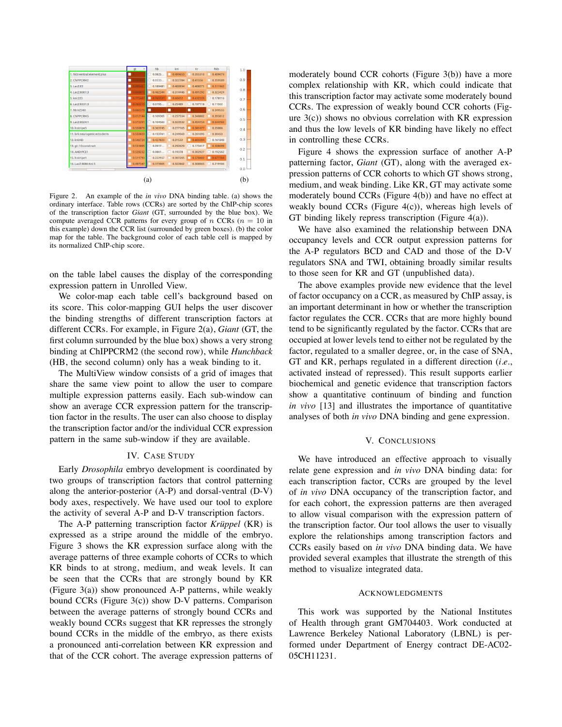Figure 2. An example of the *in vivo* DNA binding table. (a) shows the ordinary interface. Table rows (CCRs) are sorted by the ChIP-chip scores of the transcription factor *Giant* (GT, surrounded by the blue box). We compute averaged CCR patterns for every group of $n$ CCRs ($n = 10$ in this example) down the CCR list (surrounded by green boxes). (b) the color map for the table. The background color of each table cell is mapped by its normalized ChIP-chip score.

on the table label causes the display of the corresponding expression pattern in Unrolled View.

We color-map each table cell's background based on its score. This color-mapping GUI helps the user discover the binding strengths of different transcription factors at different CCRs. For example, in Figure 2(a), *Giant* (GT, the first column surrounded by the blue box) shows a very strong binding at ChIPPCRM2 (the second row), while *Hunchback* (HB, the second column) only has a weak binding to it.

The MultiView window consists of a grid of images that share the same view point to allow the user to compare multiple expression patterns easily. Each sub-window can show an average CCR expression pattern for the transcription factor in the results. The user can also choose to display the transcription factor and/or the individual CCR expression pattern in the same sub-window if they are available.

## IV. Case Study

Early *Drosophila* embryo development is coordinated by two groups of transcription factors that control patterning along the anterior-posterior (A-P) and dorsal-ventral (D-V) body axes, respectively. We have used our tool to explore the activity of several A-P and D-V transcription factors.

The A-P patterning transcription factor *Krüppel* (KR) is expressed as a stripe around the middle of the embryo. Figure 3 shows the KR expression surface along with the average patterns of three example cohorts of CCRs to which KR binds to at strong, medium, and weak levels. It can be seen that the CCRs that are strongly bound by KR (Figure 3(a)) show pronounced A-P patterns, while weakly bound CCRs (Figure 3(c)) show D-V patterns. Comparison between the average patterns of strongly bound CCRs and weakly bound CCRs suggest that KR represses the strongly bound CCRs in the middle of the embryo, as there exists a pronounced anti-correlation between KR expression and that of the CCR cohort. The average expression patterns of moderately bound CCR cohorts (Figure 3(b)) have a more complex relationship with KR, which could indicate that this transcription factor may activate some moderately bound CCRs. The expression of weakly bound CCR cohorts (Figure 3(c)) shows no obvious correlation with KR expression and thus the low levels of KR binding have likely no effect in controlling these CCRs.

Figure 4 shows the expression surface of another A-P patterning factor, *Giant* (GT), along with the averaged expression patterns of CCR cohorts to which GT shows strong, medium, and weak binding. Like KR, GT may activate some moderately bound CCRs (Figure 4(b)) and have no effect at weakly bound CCRs (Figure 4(c)), whereas high levels of GT binding likely repress transcription (Figure 4(a)).

We have also examined the relationship between DNA occupancy levels and CCR output expression patterns for the A-P regulators BCD and CAD and those of the D-V regulators SNA and TWI, obtaining broadly similar results to those seen for KR and GT (unpublished data).

The above examples provide new evidence that the level of factor occupancy on a CCR, as measured by ChIP assay, is an important determinant in how or whether the transcription factor regulates the CCR. CCRs that are more highly bound tend to be significantly regulated by the factor. CCRs that are occupied at lower levels tend to either not be regulated by the factor, regulated to a smaller degree, or, in the case of SNA, GT and KR, perhaps regulated in a different direction (*i.e.*, activated instead of repressed). This result supports earlier biochemical and genetic evidence that transcription factors show a quantitative continuum of binding and function *in vivo* [13] and illustrates the importance of quantitative analyses of both *in vivo* DNA binding and gene expression.

## V. Conclusions

We have introduced an effective approach to visually relate gene expression and *in vivo* DNA binding data: for each transcription factor, CCRs are grouped by the level of *in vivo* DNA occupancy of the transcription factor, and for each cohort, the expression patterns are then averaged to allow visual comparison with the expression pattern of the transcription factor. Our tool allows the user to visually explore the relationships among transcription factors and CCRs easily based on *in vivo* DNA binding data. We have provided several examples that illustrate the strength of this method to visualize integrated data.

## Acknowledgments

This work was supported by the National Institutes of Health through grant GM704403. Work conducted at Lawrence Berkeley National Laboratory (LBNL) is performed under Department of Energy contract DE-AC02-05CH11231.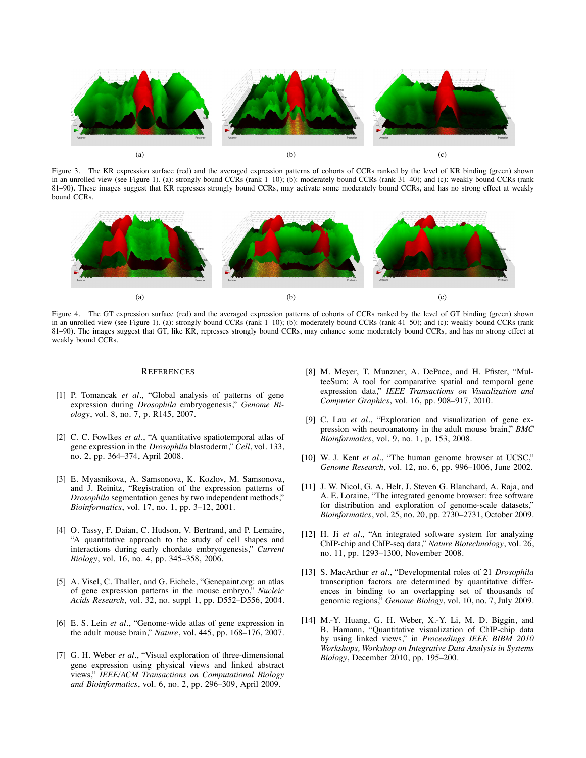(a)

(b)

(c)

Figure 3. The KR expression surface (red) and the averaged expression patterns of cohorts of CCRs ranked by the level of KR binding (green) shown in an unrolled view (see Figure 1). (a): strongly bound CCRs (rank 1–10); (b): moderately bound CCRs (rank 31–40); and (c): weakly bound CCRs (rank 81–90). These images suggest that KR represses strongly bound CCRs, may activate some moderately bound CCRs, and has no strong effect at weakly bound CCRs.

(a)

(b)

(c)

Figure 4. The GT expression surface (red) and the averaged expression patterns of cohorts of CCRs ranked by the level of GT binding (green) shown in an unrolled view (see Figure 1). (a): strongly bound CCRs (rank 1–10); (b): moderately bound CCRs (rank 41–50); and (c): weakly bound CCRs (rank 81–90). The images suggest that GT, like KR, represses strongly bound CCRs, may enhance some moderately bound CCRs, and has no strong effect at weakly bound CCRs.

## References

[1] P. Tomancak *et al.*, "Global analysis of patterns of gene expression during *Drosophila* embryogenesis," *Genome Biology*, vol. 8, no. 7, p. R145, 2007.

[2] C. C. Fowlkes *et al.*, "A quantitative spatiotemporal atlas of gene expression in the *Drosophila* blastoderm," *Cell*, vol. 133, no. 2, pp. 364–374, April 2008.

[3] E. Myasnikova, A. Samsonova, K. Kozlov, M. Samsonova, and J. Reinitz, "Registration of the expression patterns of *Drosophila* segmentation genes by two independent methods," *Bioinformatics*, vol. 17, no. 1, pp. 3–12, 2001.

[4] O. Tassy, F. Daian, C. Hudson, V. Bertrand, and P. Lemaire, "A quantitative approach to the study of cell shapes and interactions during early chordate embryogenesis," *Current Biology*, vol. 16, no. 4, pp. 345–358, 2006.

[5] A. Visel, C. Thaller, and G. Eichele, "Genepaint.org: an atlas of gene expression patterns in the mouse embryo," *Nucleic Acids Research*, vol. 32, no. suppl 1, pp. D552–D556, 2004.

[6] E. S. Lein *et al.*, "Genome-wide atlas of gene expression in the adult mouse brain," *Nature*, vol. 445, pp. 168–176, 2007.

[7] G. H. Weber *et al.*, "Visual exploration of three-dimensional gene expression using physical views and linked abstract views," *IEEE/ACM Transactions on Computational Biology and Bioinformatics*, vol. 6, no. 2, pp. 296–309, April 2009.

[8] M. Meyer, T. Munzner, A. DePace, and H. Pfister, "MulteeSum: A tool for comparative spatial and temporal gene expression data," *IEEE Transactions on Visualization and Computer Graphics*, vol. 16, pp. 908–917, 2010.

[9] C. Lau *et al.*, "Exploration and visualization of gene expression with neuroanatomy in the adult mouse brain," *BMC Bioinformatics*, vol. 9, no. 1, p. 153, 2008.

[10] W. J. Kent *et al.*, "The human genome browser at UCSC," *Genome Research*, vol. 12, no. 6, pp. 996–1006, June 2002.

[11] J. W. Nicol, G. A. Helt, J. Steven G. Blanchard, A. Raja, and A. E. Loraine, "The integrated genome browser: free software for distribution and exploration of genome-scale datasets," *Bioinformatics*, vol. 25, no. 20, pp. 2730–2731, October 2009.

[12] H. Ji *et al.*, "An integrated software system for analyzing ChIP-chip and ChIP-seq data," *Nature Biotechnology*, vol. 26, no. 11, pp. 1293–1300, November 2008.

[13] S. MacArthur *et al.*, "Developmental roles of 21 *Drosophila* transcription factors are determined by quantitative differences in binding to an overlapping set of thousands of genomic regions," *Genome Biology*, vol. 10, no. 7, July 2009.

[14] M.-Y. Huang, G. H. Weber, X.-Y. Li, M. D. Biggin, and B. Hamann, "Quantitative visualization of ChIP-chip data by using linked views," in *Proceedings IEEE BIBM 2010 Workshops, Workshop on Integrative Data Analysis in Systems Biology*, December 2010, pp. 195–200.